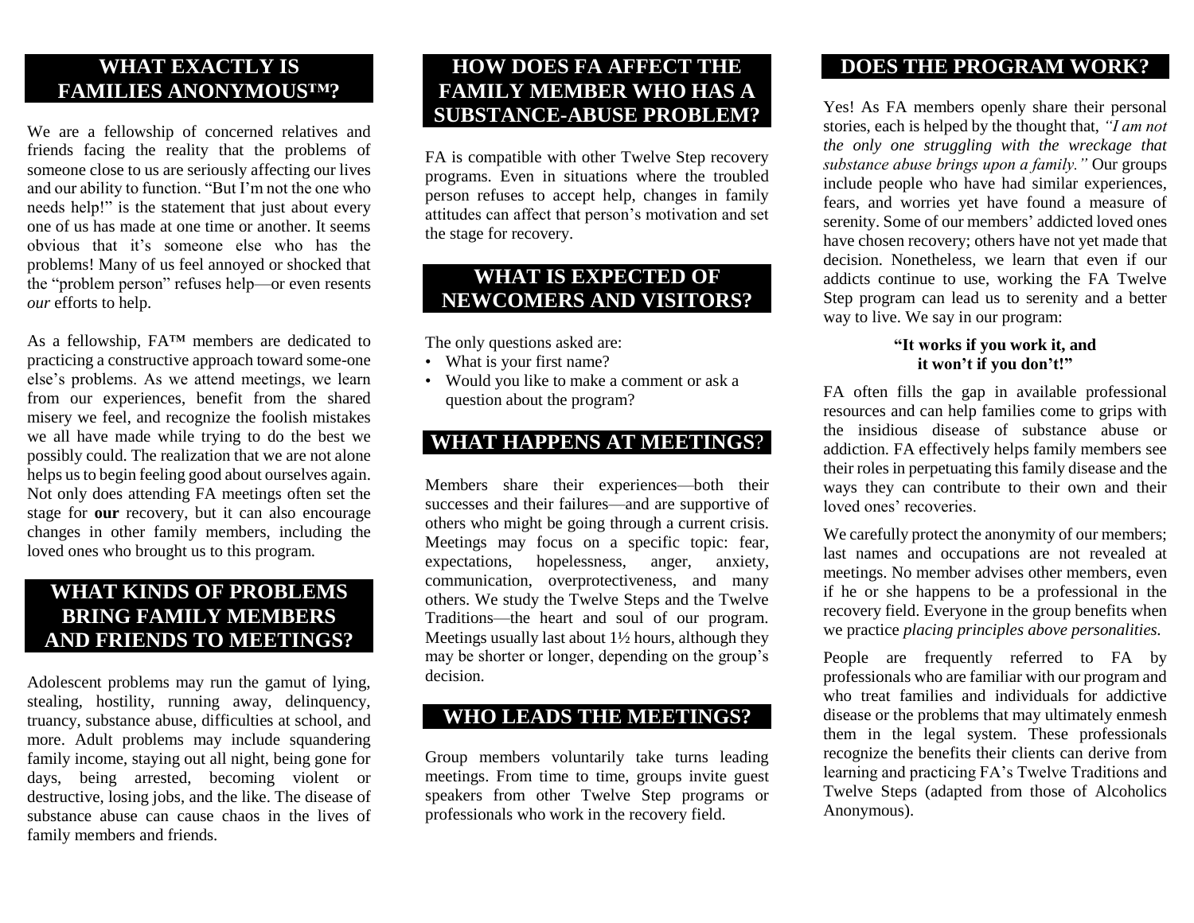## WHAT EXACTLY IS FAMILIES ANONYMOUS™?

We are a fellowship of concerned relatives and friends facing the reality that the problems of someone close to us are seriously affecting our lives and our ability to function. "But I'm not the one who needs help!" is the statement that just about every one of us has made at one time or another. It seems obvious that it's someone else who has the problems! Many of us feel annoyed or shocked that the "problem person" refuses help—or even resents *our* efforts to help.

As a fellowship, FA™ members are dedicated to practicing a constructive approach toward some-one else's problems. As we attend meetings, we learn from our experiences, benefit from the shared misery we feel, and recognize the foolish mistakes we all have made while trying to do the best we possibly could. The realization that we are not alone helps us to begin feeling good about ourselves again. Not only does attending FA meetings often set the stage for **our** recovery, but it can also encourage changes in other family members, including the loved ones who brought us to this program.

## WHAT KINDS OF PROBLEMS BRING FAMILY MEMBERS AND FRIENDS TO MEETINGS?

Adolescent problems may run the gamut of lying, stealing, hostility, running away, delinquency, truancy, substance abuse, difficulties at school, and more. Adult problems may include squandering family income, staying out all night, being gone for days, being arrested, becoming violent or destructive, losing jobs, and the like. The disease of substance abuse can cause chaos in the lives of family members and friends.

## HOW DOES FA AFFECT THE FAMILY MEMBER WHO HAS A SUBSTANCE-ABUSE PROBLEM?

FA is compatible with other Twelve Step recovery programs. Even in situations where the troubled person refuses to accept help, changes in family attitudes can affect that person's motivation and set the stage for recovery.

## WHAT IS EXPECTED OF NEWCOMERS AND VISITORS?

The only questions asked are:

- What is your first name?
- Would you like to make a comment or ask a question about the program?

## WHAT HAPPENS AT MEETINGS?

Members share their experiences—both their successes and their failures—and are supportive of others who might be going through a current crisis. Meetings may focus on a specific topic: fear, expectations, hopelessness, anger, anxiety, communication, overprotectiveness, and many others. We study the Twelve Steps and the Twelve Traditions—the heart and soul of our program. Meetings usually last about 1½ hours, although they may be shorter or longer, depending on the group's decision.

## WHO LEADS THE MEETINGS?

Group members voluntarily take turns leading meetings. From time to time, groups invite guest speakers from other Twelve Step programs or professionals who work in the recovery field.

## DOES THE PROGRAM WORK?

Yes! As FA members openly share their personal stories, each is helped by the thought that, *"I am not the only one struggling with the wreckage that substance abuse brings upon a family."* Our groups include people who have had similar experiences, fears, and worries yet have found a measure of serenity. Some of our members' addicted loved ones have chosen recovery; others have not yet made that decision. Nonetheless, we learn that even if our addicts continue to use, working the FA Twelve Step program can lead us to serenity and a better way to live. We say in our program:

**"It works if you work it, and it won't if you don't!"**

FA often fills the gap in available professional resources and can help families come to grips with the insidious disease of substance abuse or addiction. FA effectively helps family members see their roles in perpetuating this family disease and the ways they can contribute to their own and their loved ones' recoveries.

We carefully protect the anonymity of our members; last names and occupations are not revealed at meetings. No member advises other members, even if he or she happens to be a professional in the recovery field. Everyone in the group benefits when we practice *placing principles above personalities.*

People are frequently referred to FA by professionals who are familiar with our program and who treat families and individuals for addictive disease or the problems that may ultimately enmesh them in the legal system. These professionals recognize the benefits their clients can derive from learning and practicing FA's Twelve Traditions and Twelve Steps (adapted from those of Alcoholics Anonymous).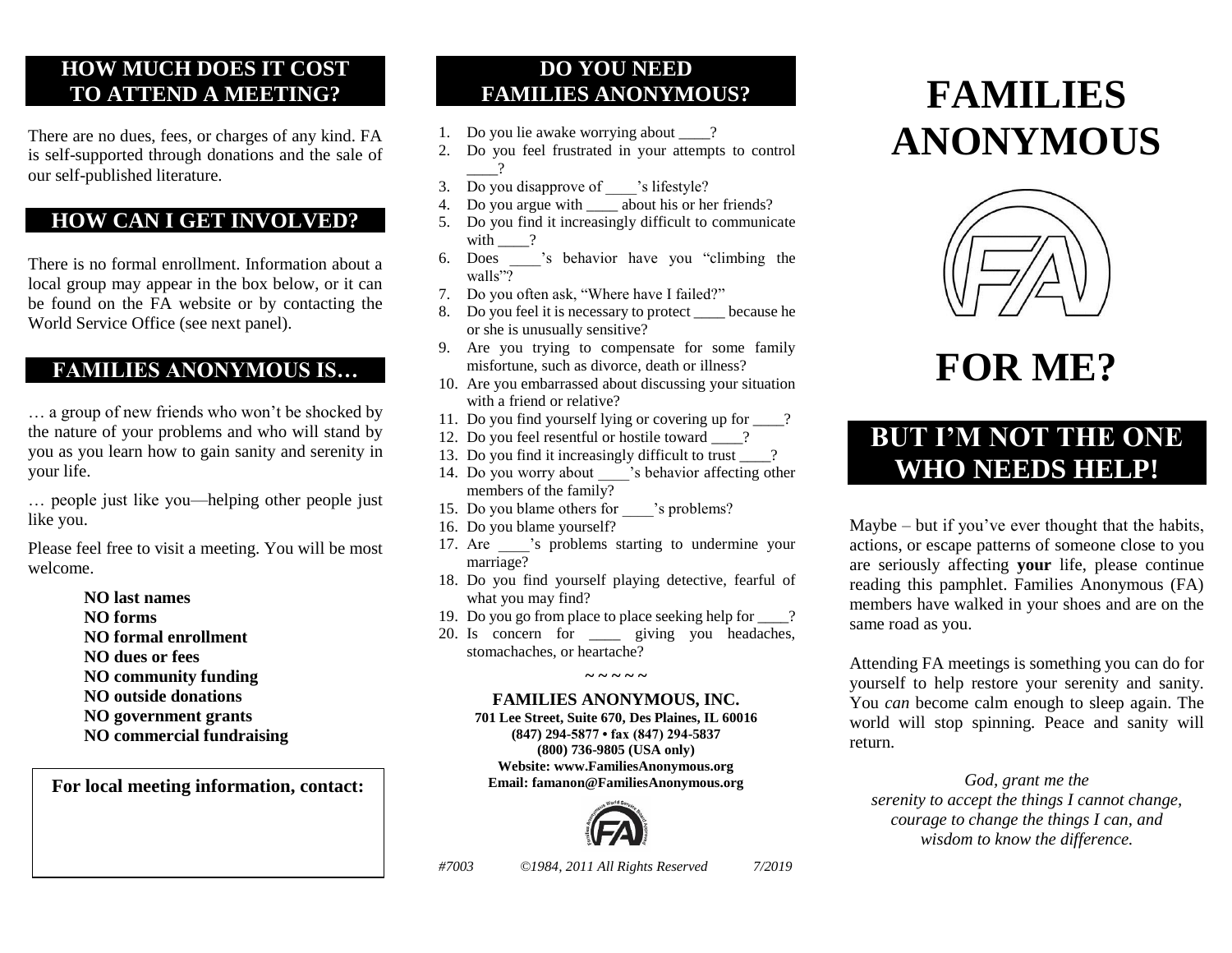## HOW MUCH DOES IT COST TO ATTEND A MEETING?

There are no dues, fees, or charges of any kind. FA is self-supported through donations and the sale of our self-published literature.

## HOW CAN I GET INVOLVED?

There is no formal enrollment. Information about a local group may appear in the box below, or it can be found on the FA website or by contacting the World Service Office (see next panel).

## FAMILIES ANONYMOUS IS…

… a group of new friends who won't be shocked by the nature of your problems and who will stand by you as you learn how to gain sanity and serenity in your life.

… people just like you—helping other people just like you.

Please feel free to visit a meeting. You will be most welcome.

**NO last names**
**NO forms**
**NO formal enrollment**
**NO dues or fees**
**NO community funding**
**NO outside donations**
**NO government grants**
**NO commercial fundraising**

**For local meeting information, contact:**

## DO YOU NEED FAMILIES ANONYMOUS?

1. Do you lie awake worrying about ____?
2. Do you feel frustrated in your attempts to control ____?
3. Do you disapprove of ____'s lifestyle?
4. Do you argue with ____ about his or her friends?
5. Do you find it increasingly difficult to communicate with ____?
6. Does ____'s behavior have you "climbing the walls"?
7. Do you often ask, "Where have I failed?"
8. Do you feel it is necessary to protect ____ because he or she is unusually sensitive?
9. Are you trying to compensate for some family misfortune, such as divorce, death or illness?
10. Are you embarrassed about discussing your situation with a friend or relative?
11. Do you find yourself lying or covering up for ____?
12. Do you feel resentful or hostile toward ____?
13. Do you find it increasingly difficult to trust ____?
14. Do you worry about ____'s behavior affecting other members of the family?
15. Do you blame others for ____'s problems?
16. Do you blame yourself?
17. Are ____'s problems starting to undermine your marriage?
18. Do you find yourself playing detective, fearful of what you may find?
19. Do you go from place to place seeking help for ____?
20. Is concern for ____ giving you headaches, stomachaches, or heartache?

~ ~ ~ ~ ~

**FAMILIES ANONYMOUS, INC.**
**701 Lee Street, Suite 670, Des Plaines, IL 60016**
**(847) 294-5877 • fax (847) 294-5837**
**(800) 736-9805 (USA only)**
**Website: www.FamiliesAnonymous.org**
**Email: famanon@FamiliesAnonymous.org**

*#7003 ©1984, 2011 All Rights Reserved 7/2019*

# FAMILIES ANONYMOUS

# FOR ME?

## BUT I'M NOT THE ONE WHO NEEDS HELP!

Maybe – but if you've ever thought that the habits, actions, or escape patterns of someone close to you are seriously affecting **your** life, please continue reading this pamphlet. Families Anonymous (FA) members have walked in your shoes and are on the same road as you.

Attending FA meetings is something you can do for yourself to help restore your serenity and sanity. You *can* become calm enough to sleep again. The world will stop spinning. Peace and sanity will return.

*God, grant me the*
*serenity to accept the things I cannot change,*
*courage to change the things I can, and*
*wisdom to know the difference.*